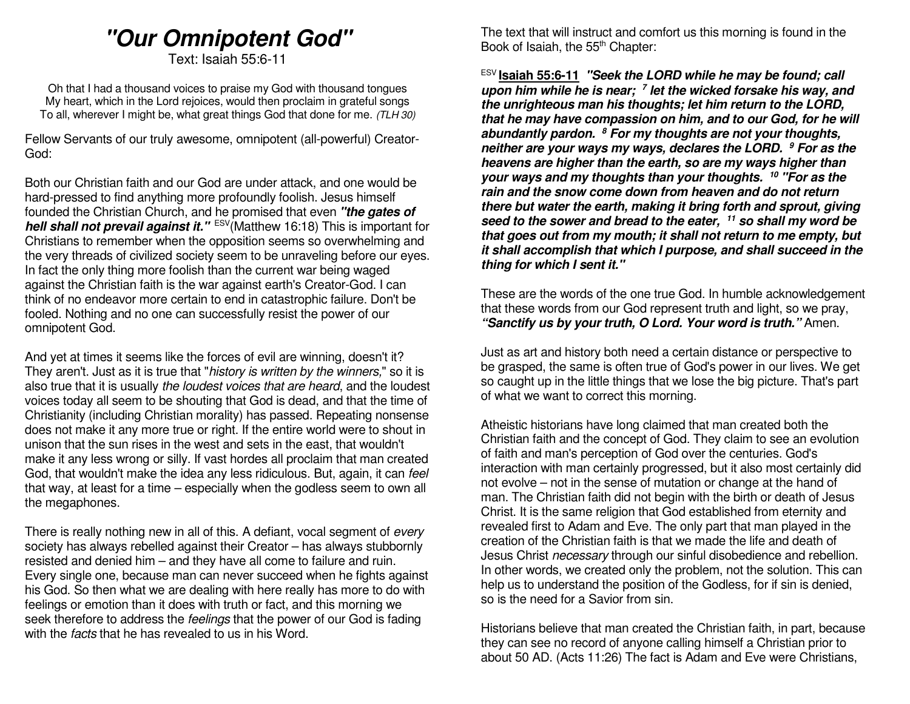# *"Our Omnipotent God"*

Text: Isaiah 55:6-11

Oh that I had a thousand voices to praise my God with thousand tongues
My heart, which in the Lord rejoices, would then proclaim in grateful songs
To all, wherever I might be, what great things God that done for me. *(TLH 30)*

Fellow Servants of our truly awesome, omnipotent (all-powerful) Creator-God:

Both our Christian faith and our God are under attack, and one would be hard-pressed to find anything more profoundly foolish. Jesus himself founded the Christian Church, and he promised that even ***"the gates of hell shall not prevail against it."*** ESV(Matthew 16:18) This is important for Christians to remember when the opposition seems so overwhelming and the very threads of civilized society seem to be unraveling before our eyes. In fact the only thing more foolish than the current war being waged against the Christian faith is the war against earth's Creator-God. I can think of no endeavor more certain to end in catastrophic failure. Don't be fooled. Nothing and no one can successfully resist the power of our omnipotent God.

And yet at times it seems like the forces of evil are winning, doesn't it? They aren't. Just as it is true that "*history is written by the winners,*" so it is also true that it is usually *the loudest voices that are heard*, and the loudest voices today all seem to be shouting that God is dead, and that the time of Christianity (including Christian morality) has passed. Repeating nonsense does not make it any more true or right. If the entire world were to shout in unison that the sun rises in the west and sets in the east, that wouldn't make it any less wrong or silly. If vast hordes all proclaim that man created God, that wouldn't make the idea any less ridiculous. But, again, it can *feel* that way, at least for a time – especially when the godless seem to own all the megaphones.

There is really nothing new in all of this. A defiant, vocal segment of *every* society has always rebelled against their Creator – has always stubbornly resisted and denied him – and they have all come to failure and ruin. Every single one, because man can never succeed when he fights against his God. So then what we are dealing with here really has more to do with feelings or emotion than it does with truth or fact, and this morning we seek therefore to address the *feelings* that the power of our God is fading with the *facts* that he has revealed to us in his Word.

The text that will instruct and comfort us this morning is found in the Book of Isaiah, the 55th Chapter:

ESV **Isaiah 55:6-11** ***"Seek the LORD while he may be found; call upon him while he is near; 7 let the wicked forsake his way, and the unrighteous man his thoughts; let him return to the LORD, that he may have compassion on him, and to our God, for he will abundantly pardon. 8 For my thoughts are not your thoughts, neither are your ways my ways, declares the LORD. 9 For as the heavens are higher than the earth, so are my ways higher than your ways and my thoughts than your thoughts. 10 "For as the rain and the snow come down from heaven and do not return there but water the earth, making it bring forth and sprout, giving seed to the sower and bread to the eater, 11 so shall my word be that goes out from my mouth; it shall not return to me empty, but it shall accomplish that which I purpose, and shall succeed in the thing for which I sent it."***

These are the words of the one true God. In humble acknowledgement that these words from our God represent truth and light, so we pray, ***"Sanctify us by your truth, O Lord. Your word is truth."*** Amen.

Just as art and history both need a certain distance or perspective to be grasped, the same is often true of God's power in our lives. We get so caught up in the little things that we lose the big picture. That's part of what we want to correct this morning.

Atheistic historians have long claimed that man created both the Christian faith and the concept of God. They claim to see an evolution of faith and man's perception of God over the centuries. God's interaction with man certainly progressed, but it also most certainly did not evolve – not in the sense of mutation or change at the hand of man. The Christian faith did not begin with the birth or death of Jesus Christ. It is the same religion that God established from eternity and revealed first to Adam and Eve. The only part that man played in the creation of the Christian faith is that we made the life and death of Jesus Christ *necessary* through our sinful disobedience and rebellion. In other words, we created only the problem, not the solution. This can help us to understand the position of the Godless, for if sin is denied, so is the need for a Savior from sin.

Historians believe that man created the Christian faith, in part, because they can see no record of anyone calling himself a Christian prior to about 50 AD. (Acts 11:26) The fact is Adam and Eve were Christians,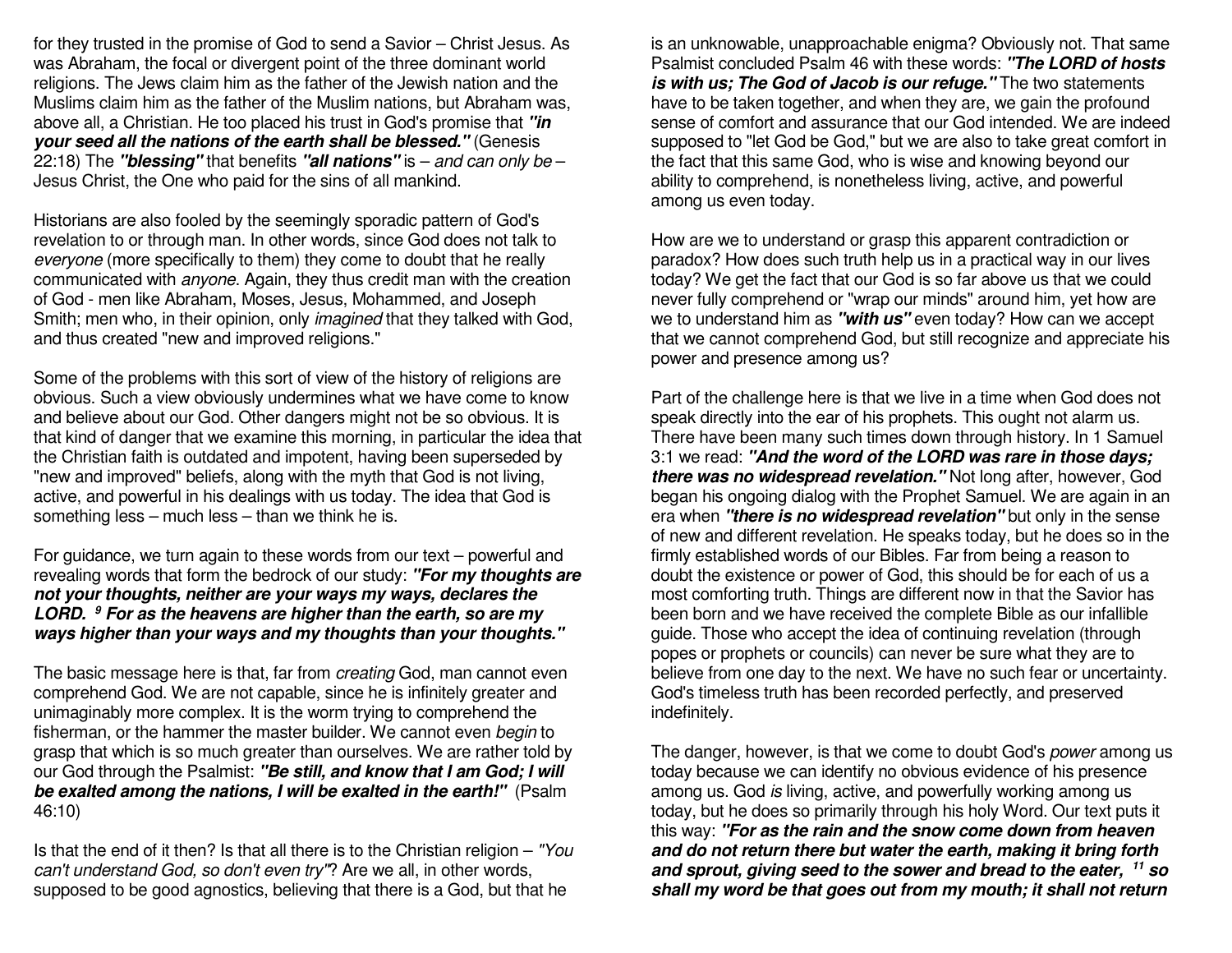for they trusted in the promise of God to send a Savior – Christ Jesus. As was Abraham, the focal or divergent point of the three dominant world religions. The Jews claim him as the father of the Jewish nation and the Muslims claim him as the father of the Muslim nations, but Abraham was, above all, a Christian. He too placed his trust in God's promise that ***"in your seed all the nations of the earth shall be blessed."*** (Genesis 22:18) The ***"blessing"*** that benefits ***"all nations"*** is – *and can only be* – Jesus Christ, the One who paid for the sins of all mankind.

Historians are also fooled by the seemingly sporadic pattern of God's revelation to or through man. In other words, since God does not talk to *everyone* (more specifically to them) they come to doubt that he really communicated with *anyone*. Again, they thus credit man with the creation of God - men like Abraham, Moses, Jesus, Mohammed, and Joseph Smith; men who, in their opinion, only *imagined* that they talked with God, and thus created "new and improved religions."

Some of the problems with this sort of view of the history of religions are obvious. Such a view obviously undermines what we have come to know and believe about our God. Other dangers might not be so obvious. It is that kind of danger that we examine this morning, in particular the idea that the Christian faith is outdated and impotent, having been superseded by "new and improved" beliefs, along with the myth that God is not living, active, and powerful in his dealings with us today. The idea that God is something less – much less – than we think he is.

For guidance, we turn again to these words from our text – powerful and revealing words that form the bedrock of our study: ***"For my thoughts are not your thoughts, neither are your ways my ways, declares the LORD. [9] For as the heavens are higher than the earth, so are my ways higher than your ways and my thoughts than your thoughts."***

The basic message here is that, far from *creating* God, man cannot even comprehend God. We are not capable, since he is infinitely greater and unimaginably more complex. It is the worm trying to comprehend the fisherman, or the hammer the master builder. We cannot even *begin* to grasp that which is so much greater than ourselves. We are rather told by our God through the Psalmist: ***"Be still, and know that I am God; I will be exalted among the nations, I will be exalted in the earth!"*** (Psalm 46:10)

Is that the end of it then? Is that all there is to the Christian religion – *"You can't understand God, so don't even try"*? Are we all, in other words, supposed to be good agnostics, believing that there is a God, but that he is an unknowable, unapproachable enigma? Obviously not. That same Psalmist concluded Psalm 46 with these words: ***"The LORD of hosts is with us; The God of Jacob is our refuge."*** The two statements have to be taken together, and when they are, we gain the profound sense of comfort and assurance that our God intended. We are indeed supposed to "let God be God," but we are also to take great comfort in the fact that this same God, who is wise and knowing beyond our ability to comprehend, is nonetheless living, active, and powerful among us even today.

How are we to understand or grasp this apparent contradiction or paradox? How does such truth help us in a practical way in our lives today? We get the fact that our God is so far above us that we could never fully comprehend or "wrap our minds" around him, yet how are we to understand him as ***"with us"*** even today? How can we accept that we cannot comprehend God, but still recognize and appreciate his power and presence among us?

Part of the challenge here is that we live in a time when God does not speak directly into the ear of his prophets. This ought not alarm us. There have been many such times down through history. In 1 Samuel 3:1 we read: ***"And the word of the LORD was rare in those days; there was no widespread revelation."*** Not long after, however, God began his ongoing dialog with the Prophet Samuel. We are again in an era when ***"there is no widespread revelation"*** but only in the sense of new and different revelation. He speaks today, but he does so in the firmly established words of our Bibles. Far from being a reason to doubt the existence or power of God, this should be for each of us a most comforting truth. Things are different now in that the Savior has been born and we have received the complete Bible as our infallible guide. Those who accept the idea of continuing revelation (through popes or prophets or councils) can never be sure what they are to believe from one day to the next. We have no such fear or uncertainty. God's timeless truth has been recorded perfectly, and preserved indefinitely.

The danger, however, is that we come to doubt God's *power* among us today because we can identify no obvious evidence of his presence among us. God *is* living, active, and powerfully working among us today, but he does so primarily through his holy Word. Our text puts it this way: ***"For as the rain and the snow come down from heaven and do not return there but water the earth, making it bring forth and sprout, giving seed to the sower and bread to the eater, [11] so shall my word be that goes out from my mouth; it shall not return***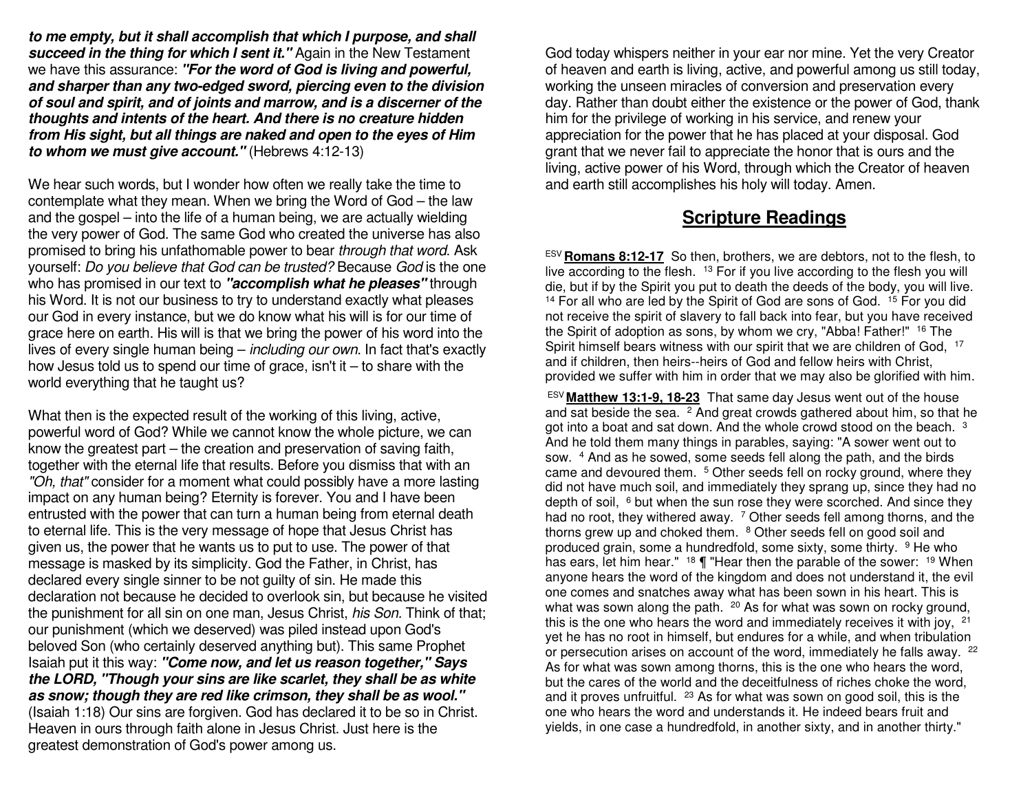***to me empty, but it shall accomplish that which I purpose, and shall succeed in the thing for which I sent it."*** Again in the New Testament we have this assurance: ***"For the word of God is living and powerful, and sharper than any two-edged sword, piercing even to the division of soul and spirit, and of joints and marrow, and is a discerner of the thoughts and intents of the heart. And there is no creature hidden from His sight, but all things are naked and open to the eyes of Him to whom we must give account."*** (Hebrews 4:12-13)

We hear such words, but I wonder how often we really take the time to contemplate what they mean. When we bring the Word of God – the law and the gospel – into the life of a human being, we are actually wielding the very power of God. The same God who created the universe has also promised to bring his unfathomable power to bear *through that word*. Ask yourself: *Do you believe that God can be trusted?* Because *God* is the one who has promised in our text to ***"accomplish what he pleases"*** through his Word. It is not our business to try to understand exactly what pleases our God in every instance, but we do know what his will is for our time of grace here on earth. His will is that we bring the power of his word into the lives of every single human being – *including our own*. In fact that's exactly how Jesus told us to spend our time of grace, isn't it – to share with the world everything that he taught us?

What then is the expected result of the working of this living, active, powerful word of God? While we cannot know the whole picture, we can know the greatest part – the creation and preservation of saving faith, together with the eternal life that results. Before you dismiss that with an *"Oh, that"* consider for a moment what could possibly have a more lasting impact on any human being? Eternity is forever. You and I have been entrusted with the power that can turn a human being from eternal death to eternal life. This is the very message of hope that Jesus Christ has given us, the power that he wants us to put to use. The power of that message is masked by its simplicity. God the Father, in Christ, has declared every single sinner to be not guilty of sin. He made this declaration not because he decided to overlook sin, but because he visited the punishment for all sin on one man, Jesus Christ, *his Son.* Think of that; our punishment (which we deserved) was piled instead upon God's beloved Son (who certainly deserved anything but). This same Prophet Isaiah put it this way: ***"Come now, and let us reason together," Says the LORD, "Though your sins are like scarlet, they shall be as white as snow; though they are red like crimson, they shall be as wool."*** (Isaiah 1:18) Our sins are forgiven. God has declared it to be so in Christ. Heaven in ours through faith alone in Jesus Christ. Just here is the greatest demonstration of God's power among us.

God today whispers neither in your ear nor mine. Yet the very Creator of heaven and earth is living, active, and powerful among us still today, working the unseen miracles of conversion and preservation every day. Rather than doubt either the existence or the power of God, thank him for the privilege of working in his service, and renew your appreciation for the power that he has placed at your disposal. God grant that we never fail to appreciate the honor that is ours and the living, active power of his Word, through which the Creator of heaven and earth still accomplishes his holy will today. Amen.

## Scripture Readings

ESV **Romans 8:12-17** So then, brothers, we are debtors, not to the flesh, to live according to the flesh. 13 For if you live according to the flesh you will die, but if by the Spirit you put to death the deeds of the body, you will live. 14 For all who are led by the Spirit of God are sons of God. 15 For you did not receive the spirit of slavery to fall back into fear, but you have received the Spirit of adoption as sons, by whom we cry, "Abba! Father!" 16 The Spirit himself bears witness with our spirit that we are children of God, 17 and if children, then heirs--heirs of God and fellow heirs with Christ, provided we suffer with him in order that we may also be glorified with him.

ESV **Matthew 13:1-9, 18-23** That same day Jesus went out of the house and sat beside the sea. 2 And great crowds gathered about him, so that he got into a boat and sat down. And the whole crowd stood on the beach. 3 And he told them many things in parables, saying: "A sower went out to sow. 4 And as he sowed, some seeds fell along the path, and the birds came and devoured them. 5 Other seeds fell on rocky ground, where they did not have much soil, and immediately they sprang up, since they had no depth of soil, 6 but when the sun rose they were scorched. And since they had no root, they withered away. 7 Other seeds fell among thorns, and the thorns grew up and choked them. 8 Other seeds fell on good soil and produced grain, some a hundredfold, some sixty, some thirty. 9 He who has ears, let him hear." 18 ¶ "Hear then the parable of the sower: 19 When anyone hears the word of the kingdom and does not understand it, the evil one comes and snatches away what has been sown in his heart. This is what was sown along the path. 20 As for what was sown on rocky ground, this is the one who hears the word and immediately receives it with joy, 21 yet he has no root in himself, but endures for a while, and when tribulation or persecution arises on account of the word, immediately he falls away. 22 As for what was sown among thorns, this is the one who hears the word, but the cares of the world and the deceitfulness of riches choke the word, and it proves unfruitful. 23 As for what was sown on good soil, this is the one who hears the word and understands it. He indeed bears fruit and yields, in one case a hundredfold, in another sixty, and in another thirty."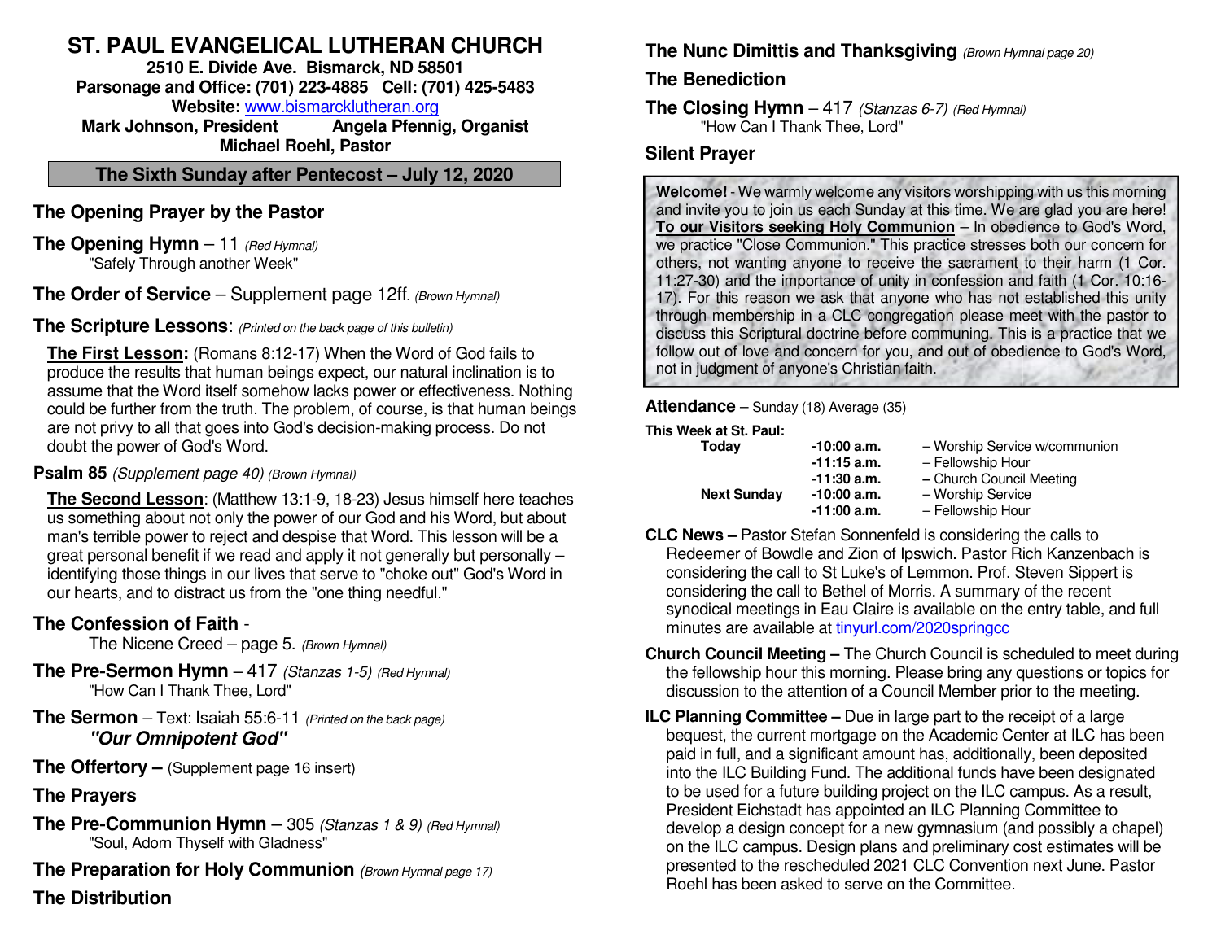# ST. PAUL EVANGELICAL LUTHERAN CHURCH

**2510 E. Divide Ave. Bismarck, ND 58501**
**Parsonage and Office: (701) 223-4885 Cell: (701) 425-5483**
**Website:** www.bismarcklutheran.org
**Mark Johnson, President Angela Pfennig, Organist**
**Michael Roehl, Pastor**

**The Sixth Sunday after Pentecost – July 12, 2020**

### The Opening Prayer by the Pastor

**The Opening Hymn** – 11 *(Red Hymnal)*
"Safely Through another Week"

**The Order of Service** – Supplement page 12ff. *(Brown Hymnal)*

**The Scripture Lessons**: *(Printed on the back page of this bulletin)*

**The First Lesson:** (Romans 8:12-17) When the Word of God fails to produce the results that human beings expect, our natural inclination is to assume that the Word itself somehow lacks power or effectiveness. Nothing could be further from the truth. The problem, of course, is that human beings are not privy to all that goes into God's decision-making process. Do not doubt the power of God's Word.

**Psalm 85** *(Supplement page 40) (Brown Hymnal)*

**The Second Lesson**: (Matthew 13:1-9, 18-23) Jesus himself here teaches us something about not only the power of our God and his Word, but about man's terrible power to reject and despise that Word. This lesson will be a great personal benefit if we read and apply it not generally but personally – identifying those things in our lives that serve to "choke out" God's Word in our hearts, and to distract us from the "one thing needful."

**The Confession of Faith** -
The Nicene Creed – page 5. *(Brown Hymnal)*

**The Pre-Sermon Hymn** – 417 *(Stanzas 1-5) (Red Hymnal)*
"How Can I Thank Thee, Lord"

**The Sermon** – Text: Isaiah 55:6-11 *(Printed on the back page)*
***"Our Omnipotent God"***

**The Offertory –** (Supplement page 16 insert)

### The Prayers

**The Pre-Communion Hymn** – 305 *(Stanzas 1 & 9) (Red Hymnal)*
"Soul, Adorn Thyself with Gladness"

**The Preparation for Holy Communion** *(Brown Hymnal page 17)*

### The Distribution

**The Nunc Dimittis and Thanksgiving** *(Brown Hymnal page 20)*

### The Benediction

**The Closing Hymn** – 417 *(Stanzas 6-7) (Red Hymnal)*
"How Can I Thank Thee, Lord"

### Silent Prayer

**Welcome!** - We warmly welcome any visitors worshipping with us this morning and invite you to join us each Sunday at this time. We are glad you are here! **To our Visitors seeking Holy Communion** – In obedience to God's Word, we practice "Close Communion." This practice stresses both our concern for others, not wanting anyone to receive the sacrament to their harm (1 Cor. 11:27-30) and the importance of unity in confession and faith (1 Cor. 10:16-17). For this reason we ask that anyone who has not established this unity through membership in a CLC congregation please meet with the pastor to discuss this Scriptural doctrine before communing. This is a practice that we follow out of love and concern for you, and out of obedience to God's Word, not in judgment of anyone's Christian faith.

**Attendance** – Sunday (18) Average (35)

**This Week at St. Paul:**

| | | |
|---|---|---|
| **Today** | **-10:00 a.m.** | – Worship Service w/communion |
| | **-11:15 a.m.** | – Fellowship Hour |
| | **-11:30 a.m.** | – Church Council Meeting |
| **Next Sunday** | **-10:00 a.m.** | – Worship Service |
| | **-11:00 a.m.** | – Fellowship Hour |

**CLC News –** Pastor Stefan Sonnenfeld is considering the calls to Redeemer of Bowdle and Zion of Ipswich. Pastor Rich Kanzenbach is considering the call to St Luke's of Lemmon. Prof. Steven Sippert is considering the call to Bethel of Morris. A summary of the recent synodical meetings in Eau Claire is available on the entry table, and full minutes are available at tinyurl.com/2020springcc

**Church Council Meeting –** The Church Council is scheduled to meet during the fellowship hour this morning. Please bring any questions or topics for discussion to the attention of a Council Member prior to the meeting.

**ILC Planning Committee –** Due in large part to the receipt of a large bequest, the current mortgage on the Academic Center at ILC has been paid in full, and a significant amount has, additionally, been deposited into the ILC Building Fund. The additional funds have been designated to be used for a future building project on the ILC campus. As a result, President Eichstadt has appointed an ILC Planning Committee to develop a design concept for a new gymnasium (and possibly a chapel) on the ILC campus. Design plans and preliminary cost estimates will be presented to the rescheduled 2021 CLC Convention next June. Pastor Roehl has been asked to serve on the Committee.